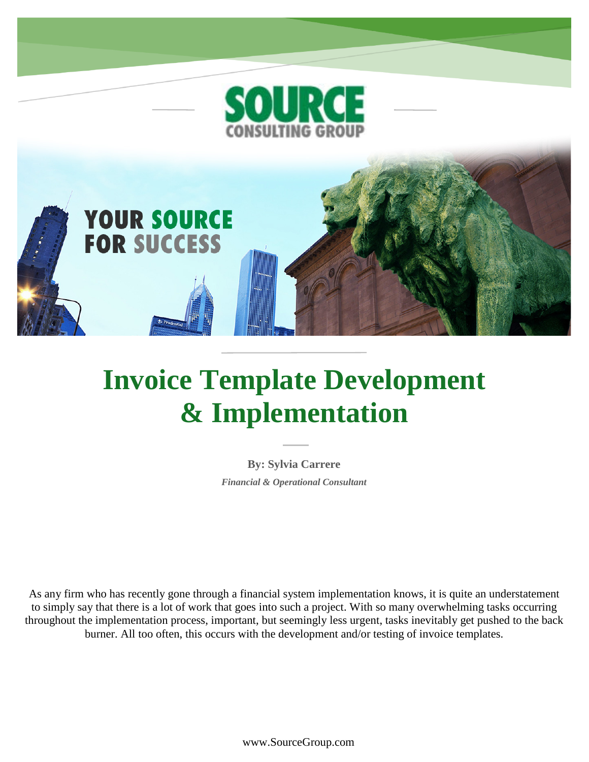# Invoice Template Development & Implementation

**By: Sylvia Carrere**

***Financial & Operational Consultant***

As any firm who has recently gone through a financial system implementation knows, it is quite an understatement to simply say that there is a lot of work that goes into such a project. With so many overwhelming tasks occurring throughout the implementation process, important, but seemingly less urgent, tasks inevitably get pushed to the back burner. All too often, this occurs with the development and/or testing of invoice templates.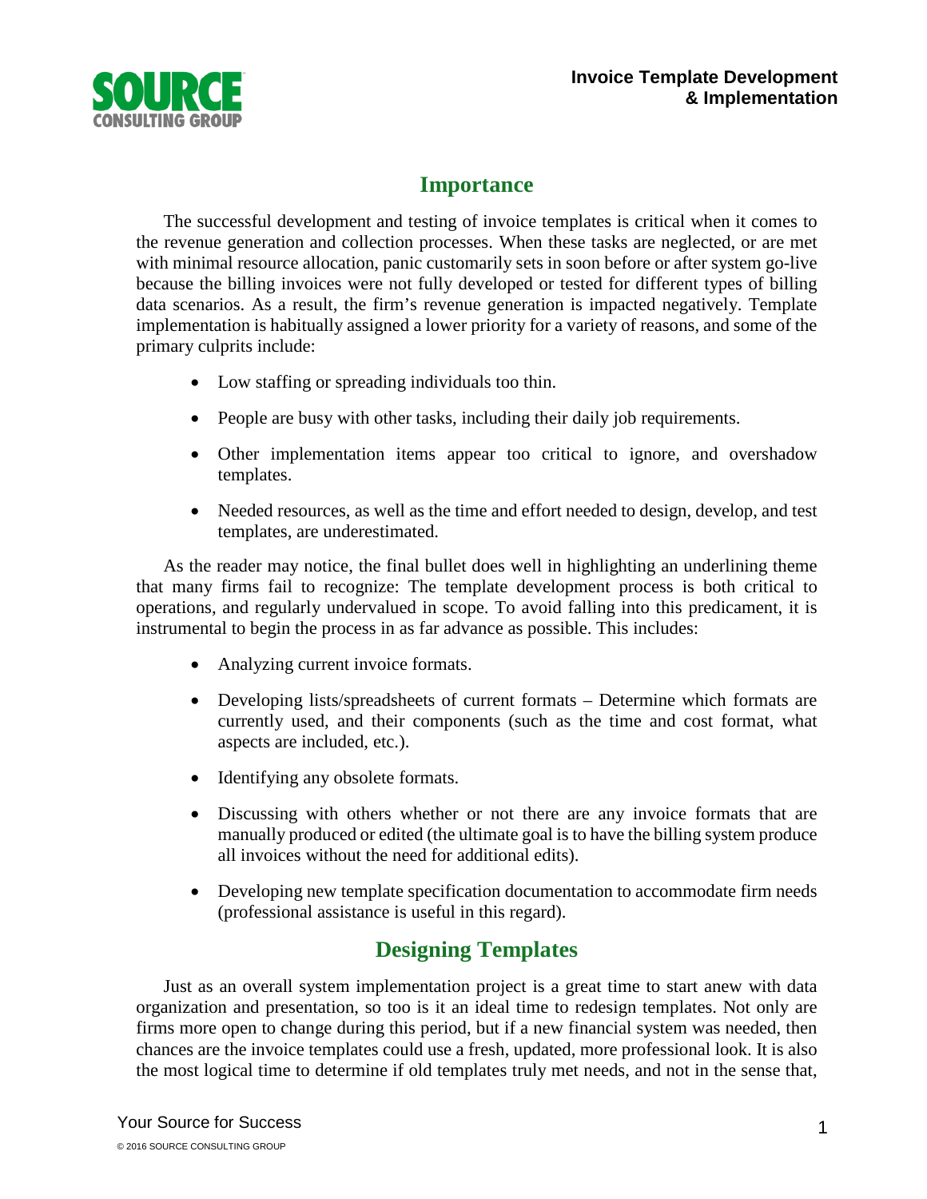## Importance

The successful development and testing of invoice templates is critical when it comes to the revenue generation and collection processes. When these tasks are neglected, or are met with minimal resource allocation, panic customarily sets in soon before or after system go-live because the billing invoices were not fully developed or tested for different types of billing data scenarios. As a result, the firm's revenue generation is impacted negatively. Template implementation is habitually assigned a lower priority for a variety of reasons, and some of the primary culprits include:

- Low staffing or spreading individuals too thin.
- People are busy with other tasks, including their daily job requirements.
- Other implementation items appear too critical to ignore, and overshadow templates.
- Needed resources, as well as the time and effort needed to design, develop, and test templates, are underestimated.

As the reader may notice, the final bullet does well in highlighting an underlining theme that many firms fail to recognize: The template development process is both critical to operations, and regularly undervalued in scope. To avoid falling into this predicament, it is instrumental to begin the process in as far advance as possible. This includes:

- Analyzing current invoice formats.
- Developing lists/spreadsheets of current formats – Determine which formats are currently used, and their components (such as the time and cost format, what aspects are included, etc.).
- Identifying any obsolete formats.
- Discussing with others whether or not there are any invoice formats that are manually produced or edited (the ultimate goal is to have the billing system produce all invoices without the need for additional edits).
- Developing new template specification documentation to accommodate firm needs (professional assistance is useful in this regard).

## Designing Templates

Just as an overall system implementation project is a great time to start anew with data organization and presentation, so too is it an ideal time to redesign templates. Not only are firms more open to change during this period, but if a new financial system was needed, then chances are the invoice templates could use a fresh, updated, more professional look. It is also the most logical time to determine if old templates truly met needs, and not in the sense that,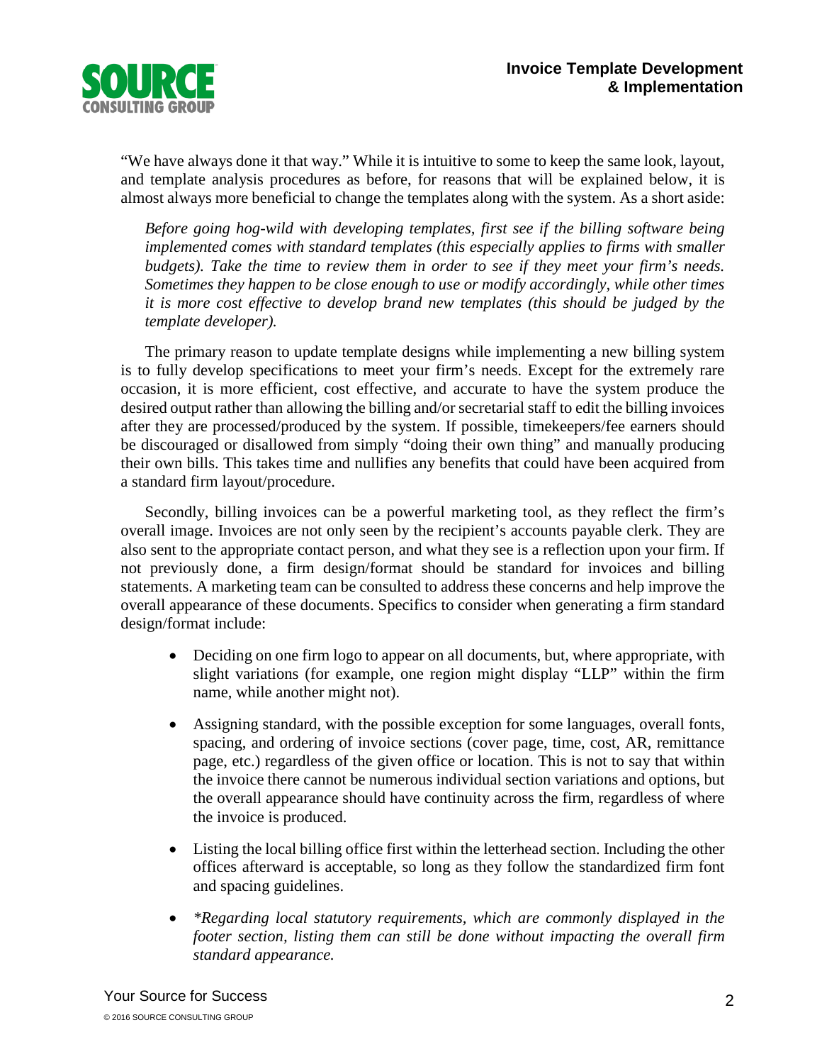"We have always done it that way." While it is intuitive to some to keep the same look, layout, and template analysis procedures as before, for reasons that will be explained below, it is almost always more beneficial to change the templates along with the system. As a short aside:

> *Before going hog-wild with developing templates, first see if the billing software being implemented comes with standard templates (this especially applies to firms with smaller budgets). Take the time to review them in order to see if they meet your firm's needs. Sometimes they happen to be close enough to use or modify accordingly, while other times it is more cost effective to develop brand new templates (this should be judged by the template developer).*

The primary reason to update template designs while implementing a new billing system is to fully develop specifications to meet your firm's needs. Except for the extremely rare occasion, it is more efficient, cost effective, and accurate to have the system produce the desired output rather than allowing the billing and/or secretarial staff to edit the billing invoices after they are processed/produced by the system. If possible, timekeepers/fee earners should be discouraged or disallowed from simply "doing their own thing" and manually producing their own bills. This takes time and nullifies any benefits that could have been acquired from a standard firm layout/procedure.

Secondly, billing invoices can be a powerful marketing tool, as they reflect the firm's overall image. Invoices are not only seen by the recipient's accounts payable clerk. They are also sent to the appropriate contact person, and what they see is a reflection upon your firm. If not previously done, a firm design/format should be standard for invoices and billing statements. A marketing team can be consulted to address these concerns and help improve the overall appearance of these documents. Specifics to consider when generating a firm standard design/format include:

- Deciding on one firm logo to appear on all documents, but, where appropriate, with slight variations (for example, one region might display "LLP" within the firm name, while another might not).
- Assigning standard, with the possible exception for some languages, overall fonts, spacing, and ordering of invoice sections (cover page, time, cost, AR, remittance page, etc.) regardless of the given office or location. This is not to say that within the invoice there cannot be numerous individual section variations and options, but the overall appearance should have continuity across the firm, regardless of where the invoice is produced.
- Listing the local billing office first within the letterhead section. Including the other offices afterward is acceptable, so long as they follow the standardized firm font and spacing guidelines.
- *\*Regarding local statutory requirements, which are commonly displayed in the footer section, listing them can still be done without impacting the overall firm standard appearance.*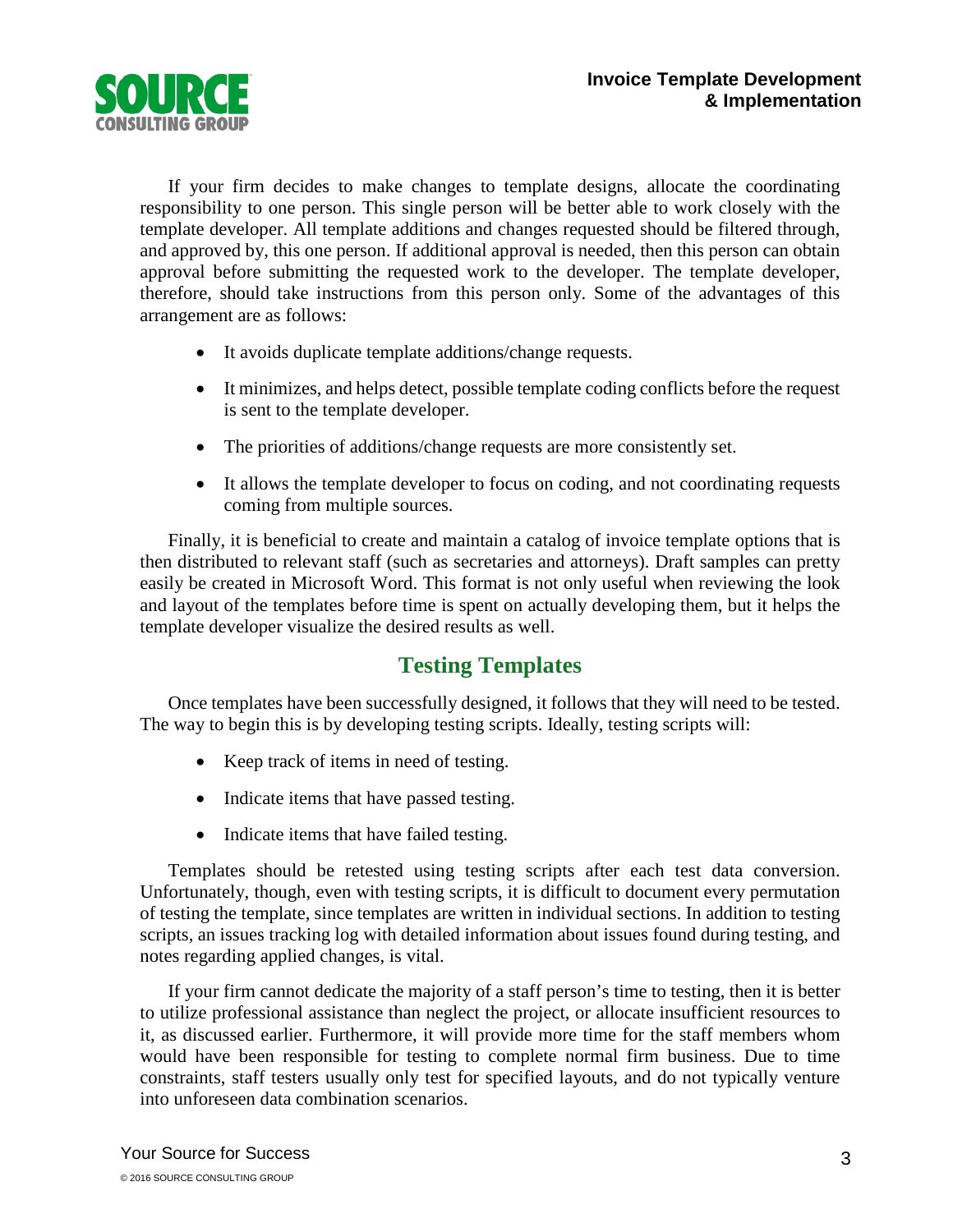If your firm decides to make changes to template designs, allocate the coordinating responsibility to one person. This single person will be better able to work closely with the template developer. All template additions and changes requested should be filtered through, and approved by, this one person. If additional approval is needed, then this person can obtain approval before submitting the requested work to the developer. The template developer, therefore, should take instructions from this person only. Some of the advantages of this arrangement are as follows:

- It avoids duplicate template additions/change requests.
- It minimizes, and helps detect, possible template coding conflicts before the request is sent to the template developer.
- The priorities of additions/change requests are more consistently set.
- It allows the template developer to focus on coding, and not coordinating requests coming from multiple sources.

Finally, it is beneficial to create and maintain a catalog of invoice template options that is then distributed to relevant staff (such as secretaries and attorneys). Draft samples can pretty easily be created in Microsoft Word. This format is not only useful when reviewing the look and layout of the templates before time is spent on actually developing them, but it helps the template developer visualize the desired results as well.

## Testing Templates

Once templates have been successfully designed, it follows that they will need to be tested. The way to begin this is by developing testing scripts. Ideally, testing scripts will:

- Keep track of items in need of testing.
- Indicate items that have passed testing.
- Indicate items that have failed testing.

Templates should be retested using testing scripts after each test data conversion. Unfortunately, though, even with testing scripts, it is difficult to document every permutation of testing the template, since templates are written in individual sections. In addition to testing scripts, an issues tracking log with detailed information about issues found during testing, and notes regarding applied changes, is vital.

If your firm cannot dedicate the majority of a staff person's time to testing, then it is better to utilize professional assistance than neglect the project, or allocate insufficient resources to it, as discussed earlier. Furthermore, it will provide more time for the staff members whom would have been responsible for testing to complete normal firm business. Due to time constraints, staff testers usually only test for specified layouts, and do not typically venture into unforeseen data combination scenarios.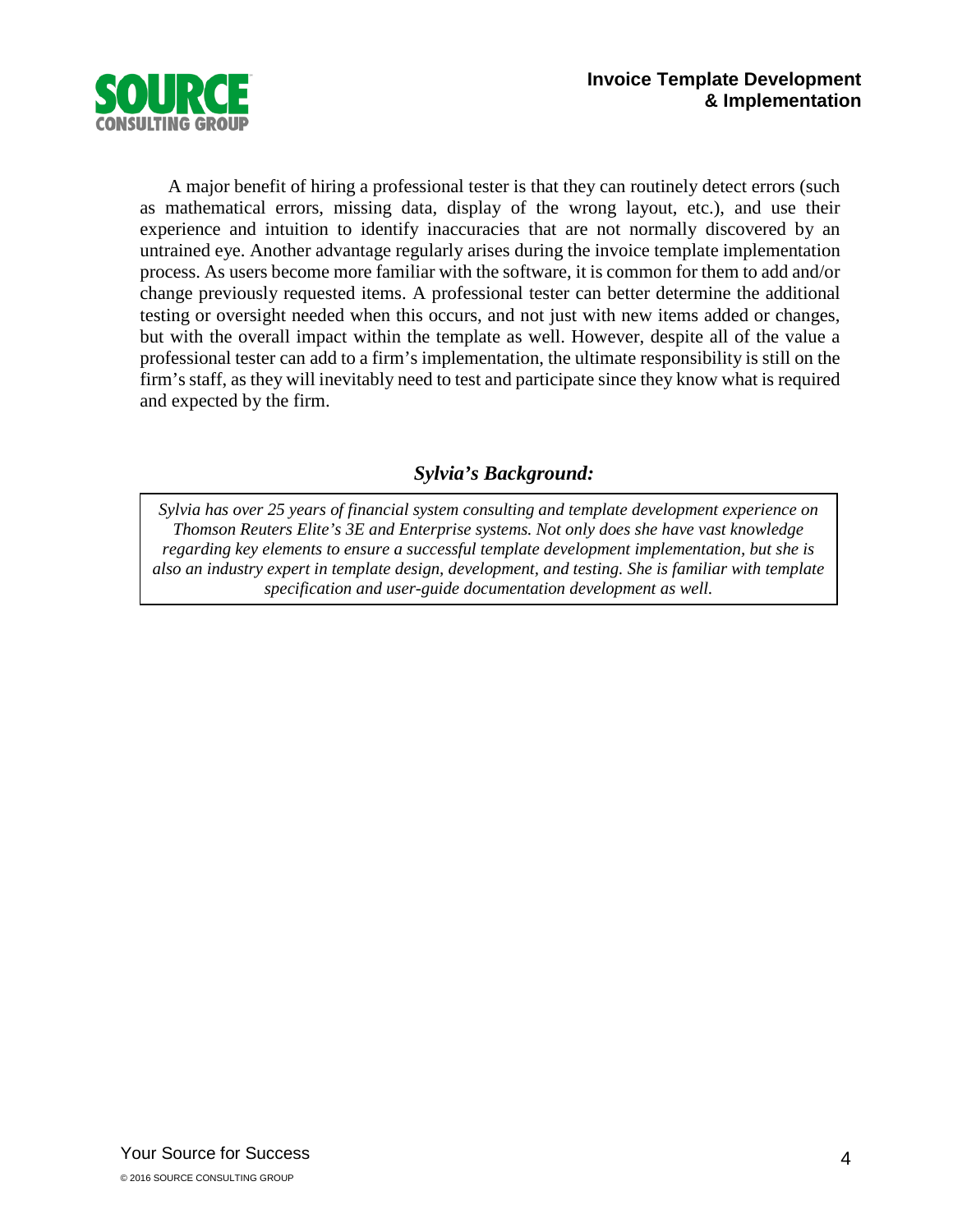A major benefit of hiring a professional tester is that they can routinely detect errors (such as mathematical errors, missing data, display of the wrong layout, etc.), and use their experience and intuition to identify inaccuracies that are not normally discovered by an untrained eye. Another advantage regularly arises during the invoice template implementation process. As users become more familiar with the software, it is common for them to add and/or change previously requested items. A professional tester can better determine the additional testing or oversight needed when this occurs, and not just with new items added or changes, but with the overall impact within the template as well. However, despite all of the value a professional tester can add to a firm's implementation, the ultimate responsibility is still on the firm's staff, as they will inevitably need to test and participate since they know what is required and expected by the firm.

### *Sylvia's Background:*

*Sylvia has over 25 years of financial system consulting and template development experience on Thomson Reuters Elite's 3E and Enterprise systems. Not only does she have vast knowledge regarding key elements to ensure a successful template development implementation, but she is also an industry expert in template design, development, and testing. She is familiar with template specification and user-guide documentation development as well.*